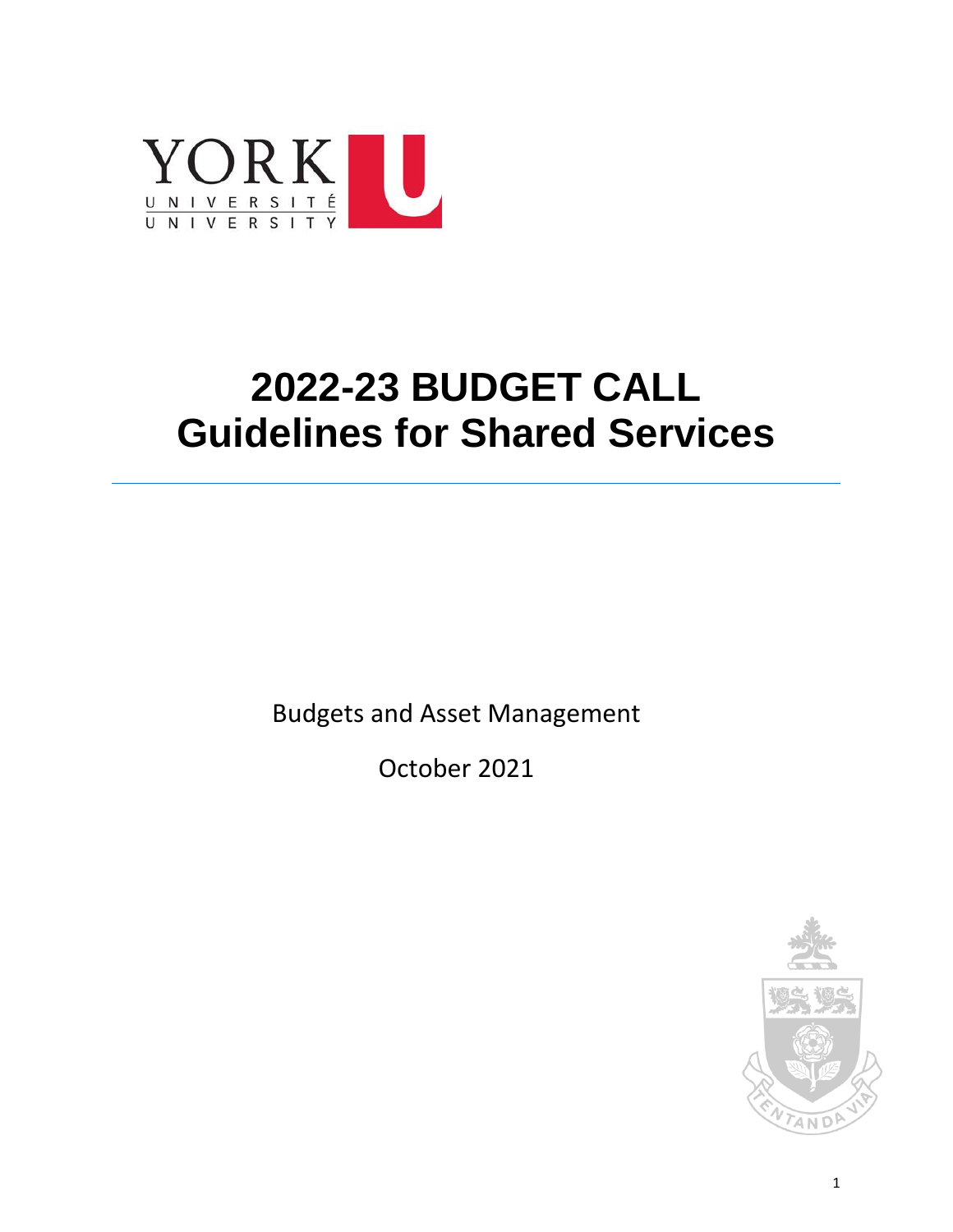# 2022-23 BUDGET CALL
# Guidelines for Shared Services

Budgets and Asset Management

October 2021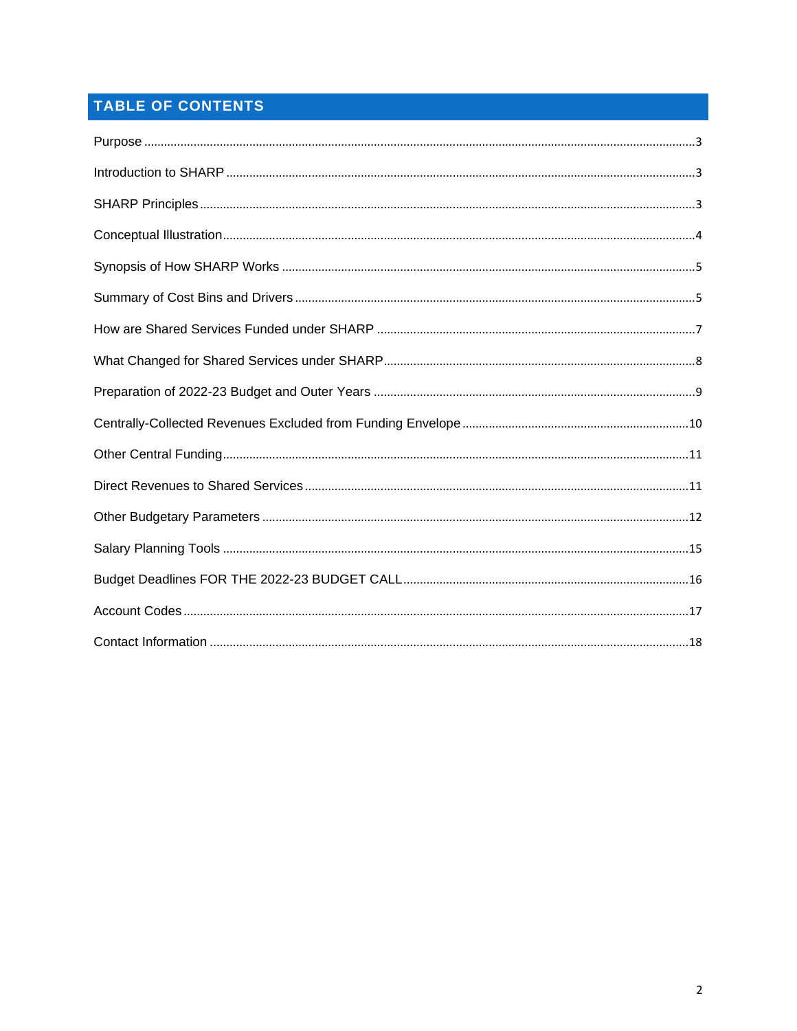## TABLE OF CONTENTS

Purpose ..... 3

Introduction to SHARP ..... 3

SHARP Principles ..... 3

Conceptual Illustration ..... 4

Synopsis of How SHARP Works ..... 5

Summary of Cost Bins and Drivers ..... 5

How are Shared Services Funded under SHARP ..... 7

What Changed for Shared Services under SHARP ..... 8

Preparation of 2022-23 Budget and Outer Years ..... 9

Centrally-Collected Revenues Excluded from Funding Envelope ..... 10

Other Central Funding ..... 11

Direct Revenues to Shared Services ..... 11

Other Budgetary Parameters ..... 12

Salary Planning Tools ..... 15

Budget Deadlines FOR THE 2022-23 BUDGET CALL ..... 16

Account Codes ..... 17

Contact Information ..... 18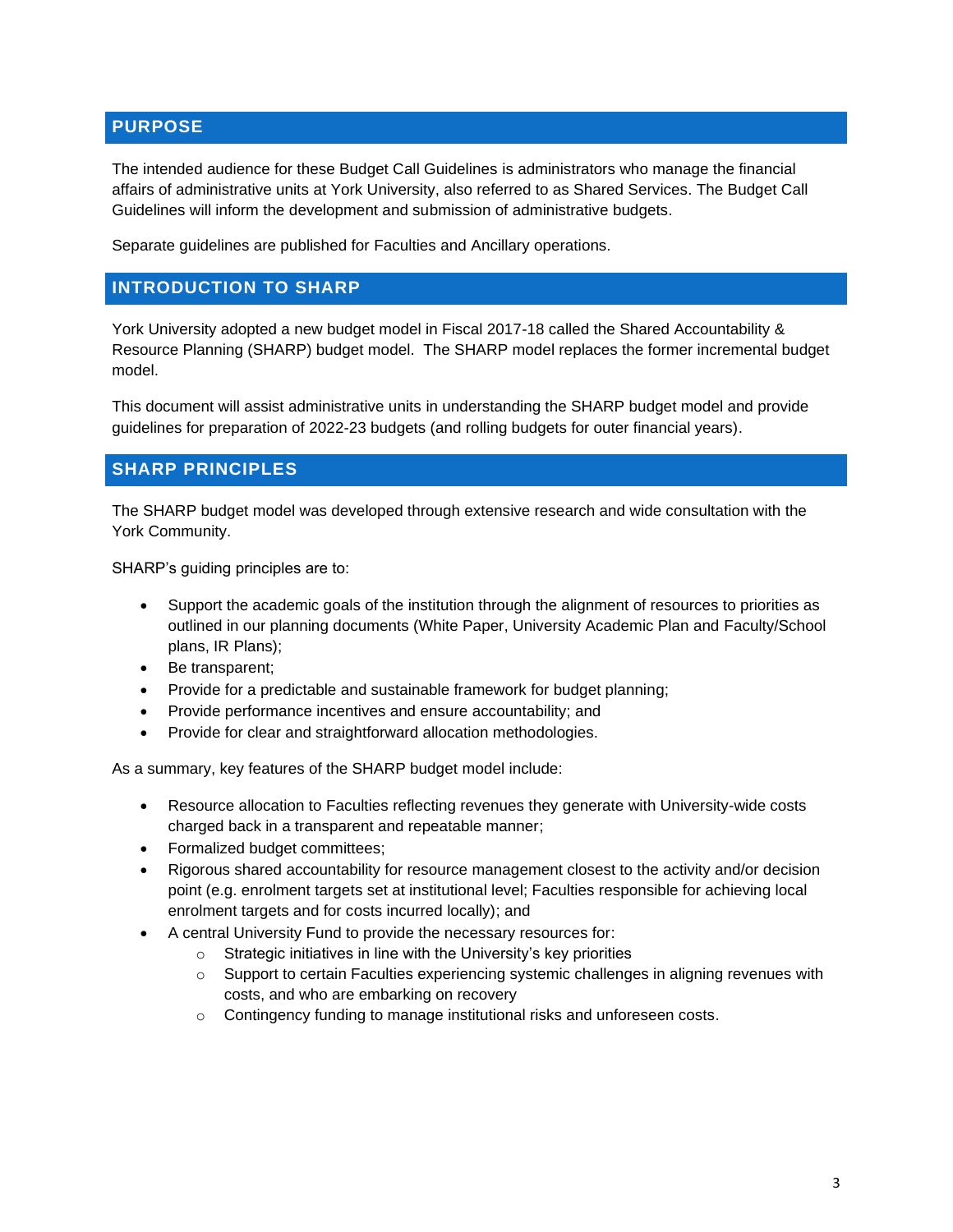## PURPOSE

The intended audience for these Budget Call Guidelines is administrators who manage the financial affairs of administrative units at York University, also referred to as Shared Services. The Budget Call Guidelines will inform the development and submission of administrative budgets.

Separate guidelines are published for Faculties and Ancillary operations.

## INTRODUCTION TO SHARP

York University adopted a new budget model in Fiscal 2017-18 called the Shared Accountability & Resource Planning (SHARP) budget model. The SHARP model replaces the former incremental budget model.

This document will assist administrative units in understanding the SHARP budget model and provide guidelines for preparation of 2022-23 budgets (and rolling budgets for outer financial years).

## SHARP PRINCIPLES

The SHARP budget model was developed through extensive research and wide consultation with the York Community.

SHARP's guiding principles are to:

- Support the academic goals of the institution through the alignment of resources to priorities as outlined in our planning documents (White Paper, University Academic Plan and Faculty/School plans, IR Plans);
- Be transparent;
- Provide for a predictable and sustainable framework for budget planning;
- Provide performance incentives and ensure accountability; and
- Provide for clear and straightforward allocation methodologies.

As a summary, key features of the SHARP budget model include:

- Resource allocation to Faculties reflecting revenues they generate with University-wide costs charged back in a transparent and repeatable manner;
- Formalized budget committees;
- Rigorous shared accountability for resource management closest to the activity and/or decision point (e.g. enrolment targets set at institutional level; Faculties responsible for achieving local enrolment targets and for costs incurred locally); and
- A central University Fund to provide the necessary resources for:
  - Strategic initiatives in line with the University's key priorities
  - Support to certain Faculties experiencing systemic challenges in aligning revenues with costs, and who are embarking on recovery
  - Contingency funding to manage institutional risks and unforeseen costs.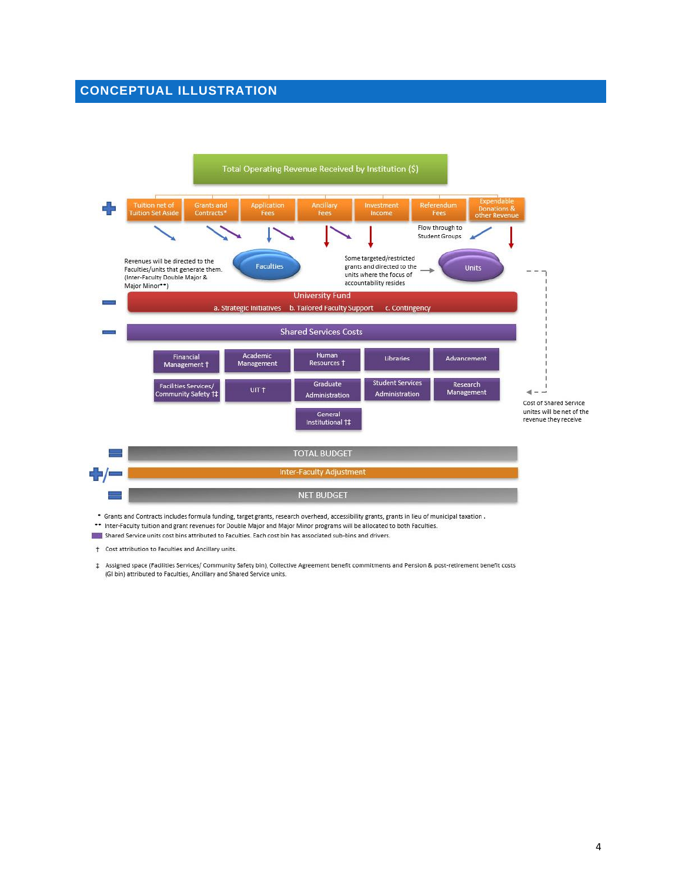## CONCEPTUAL ILLUSTRATION

Total Operating Revenue Received by Institution ($)

\+ Tuition net of Tuition Set Aside | Grants and Contracts* | Application Fees | Ancillary Fees | Investment Income | Referendum Fees | Expendable Donations & other Revenue

Flow through to Student Groups

Revenues will be directed to the Faculties/units that generate them. (Inter-Faculty Double Major & Major Minor**)

Faculties

Some targeted/restricted grants and directed to the units where the focus of accountability resides

Units

− University Fund
a. Strategic Initiatives b. Tailored Faculty Support c. Contingency

− Shared Services Costs

- Financial Management †
- Academic Management
- Human Resources †
- Libraries
- Advancement
- Facilities Services/ Community Safety †‡
- UIT †
- Graduate Administration
- Student Services Administration
- Research Management
- General Institutional †‡

Cost of Shared Service unites will be net of the revenue they receive

= TOTAL BUDGET

+/− Inter-Faculty Adjustment

= NET BUDGET

\* Grants and Contracts includes formula funding, target grants, research overhead, accessibility grants, grants in lieu of municipal taxation .

** Inter-Faculty tuition and grant revenues for Double Major and Major Minor programs will be allocated to both Faculties.

Shared Service units cost bins attributed to Faculties. Each cost bin has associated sub-bins and drivers.

† Cost attribution to Faculties and Ancillary units.

‡ Assigned space (Facilities Services/ Community Safety bin), Collective Agreement benefit commitments and Pension & post-retirement benefit costs (GI bin) attributed to Faculties, Ancillary and Shared Service units.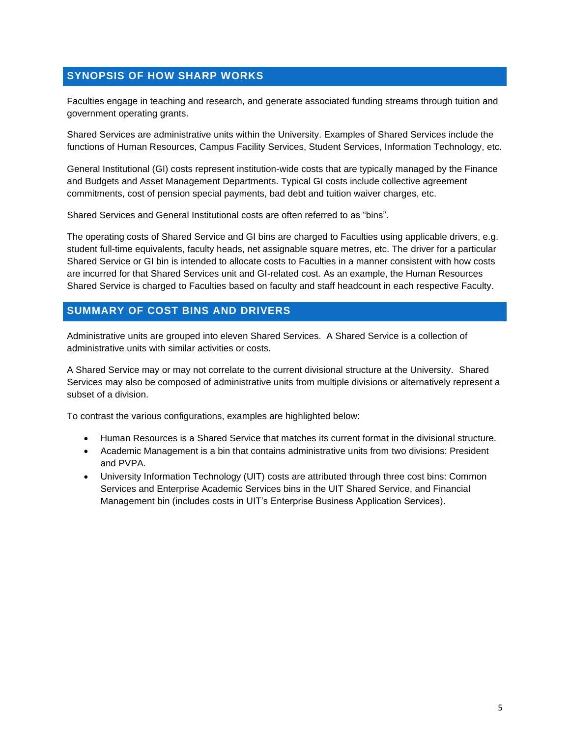## SYNOPSIS OF HOW SHARP WORKS

Faculties engage in teaching and research, and generate associated funding streams through tuition and government operating grants.

Shared Services are administrative units within the University. Examples of Shared Services include the functions of Human Resources, Campus Facility Services, Student Services, Information Technology, etc.

General Institutional (GI) costs represent institution-wide costs that are typically managed by the Finance and Budgets and Asset Management Departments. Typical GI costs include collective agreement commitments, cost of pension special payments, bad debt and tuition waiver charges, etc.

Shared Services and General Institutional costs are often referred to as "bins".

The operating costs of Shared Service and GI bins are charged to Faculties using applicable drivers, e.g. student full-time equivalents, faculty heads, net assignable square metres, etc. The driver for a particular Shared Service or GI bin is intended to allocate costs to Faculties in a manner consistent with how costs are incurred for that Shared Services unit and GI-related cost. As an example, the Human Resources Shared Service is charged to Faculties based on faculty and staff headcount in each respective Faculty.

## SUMMARY OF COST BINS AND DRIVERS

Administrative units are grouped into eleven Shared Services. A Shared Service is a collection of administrative units with similar activities or costs.

A Shared Service may or may not correlate to the current divisional structure at the University. Shared Services may also be composed of administrative units from multiple divisions or alternatively represent a subset of a division.

To contrast the various configurations, examples are highlighted below:

- Human Resources is a Shared Service that matches its current format in the divisional structure.
- Academic Management is a bin that contains administrative units from two divisions: President and PVPA.
- University Information Technology (UIT) costs are attributed through three cost bins: Common Services and Enterprise Academic Services bins in the UIT Shared Service, and Financial Management bin (includes costs in UIT's Enterprise Business Application Services).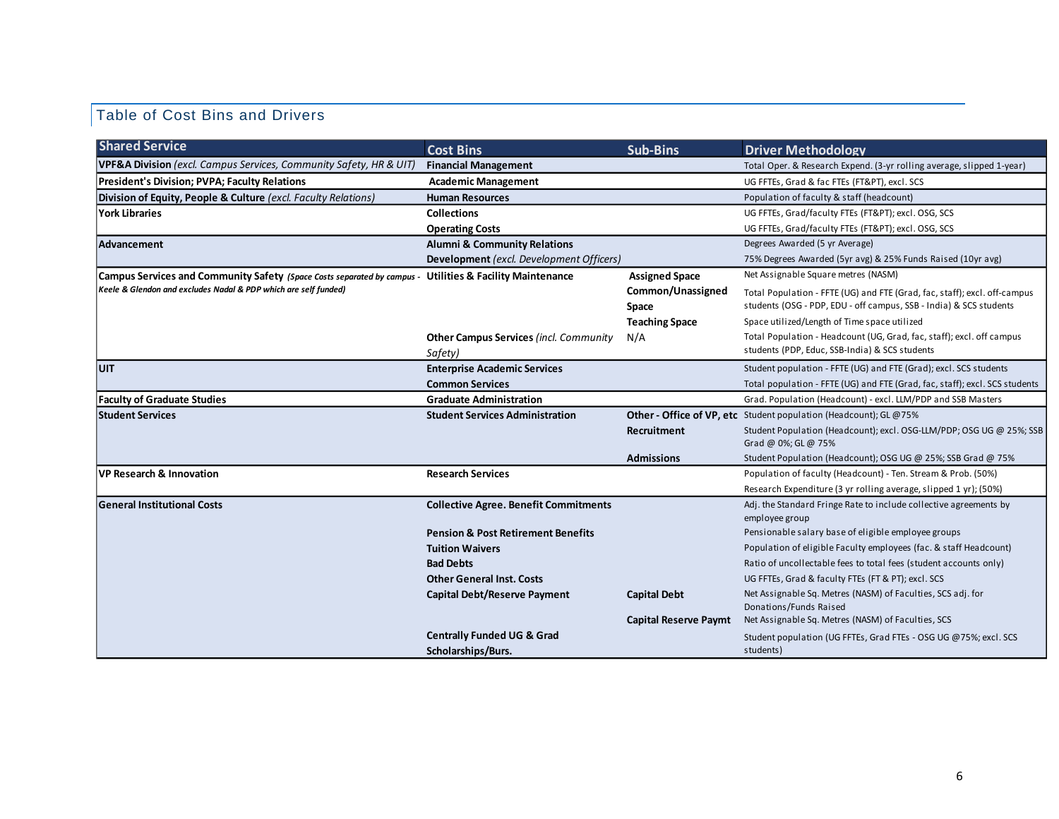## Table of Cost Bins and Drivers

| Shared Service | Cost Bins | Sub-Bins | Driver Methodology |
|---|---|---|---|
| **VPF&A Division** *(excl. Campus Services, Community Safety, HR & UIT)* | **Financial Management** | | Total Oper. & Research Expend. (3-yr rolling average, slipped 1-year) |
| **President's Division; PVPA; Faculty Relations** | **Academic Management** | | UG FFTEs, Grad & fac FTEs (FT&PT), excl. SCS |
| **Division of Equity, People & Culture** *(excl. Faculty Relations)* | **Human Resources** | | Population of faculty & staff (headcount) |
| **York Libraries** | **Collections** | | UG FFTEs, Grad/faculty FTEs (FT&PT); excl. OSG, SCS |
| | **Operating Costs** | | UG FFTEs, Grad/faculty FTEs (FT&PT); excl. OSG, SCS |
| **Advancement** | **Alumni & Community Relations** | | Degrees Awarded (5 yr Average) |
| | **Development** *(excl. Development Officers)* | | 75% Degrees Awarded (5yr avg) & 25% Funds Raised (10yr avg) |
| **Campus Services and Community Safety** ***(Space Costs separated by campus - Keele & Glendon and excludes Nadal & PDP which are self funded)*** | **Utilities & Facility Maintenance** | **Assigned Space** | Net Assignable Square metres (NASM) |
| | | **Common/Unassigned Space** | Total Population - FFTE (UG) and FTE (Grad, fac, staff); excl. off-campus students (OSG - PDP, EDU - off campus, SSB - India) & SCS students |
| | | **Teaching Space** | Space utilized/Length of Time space utilized |
| | **Other Campus Services** *(incl. Community Safety)* | N/A | Total Population - Headcount (UG, Grad, fac, staff); excl. off campus students (PDP, Educ, SSB-India) & SCS students |
| **UIT** | **Enterprise Academic Services** | | Student population - FFTE (UG) and FTE (Grad); excl. SCS students |
| | **Common Services** | | Total population - FFTE (UG) and FTE (Grad, fac, staff); excl. SCS students |
| **Faculty of Graduate Studies** | **Graduate Administration** | | Grad. Population (Headcount) - excl. LLM/PDP and SSB Masters |
| **Student Services** | **Student Services Administration** | **Other - Office of VP, etc** | Student population (Headcount); GL @75% |
| | | **Recruitment** | Student Population (Headcount); excl. OSG-LLM/PDP; OSG UG @ 25%; SSB Grad @ 0%; GL @ 75% |
| | | **Admissions** | Student Population (Headcount); OSG UG @ 25%; SSB Grad @ 75% |
| **VP Research & Innovation** | **Research Services** | | Population of faculty (Headcount) - Ten. Stream & Prob. (50%) |
| | | | Research Expenditure (3 yr rolling average, slipped 1 yr); (50%) |
| **General Institutional Costs** | **Collective Agree. Benefit Commitments** | | Adj. the Standard Fringe Rate to include collective agreements by employee group |
| | **Pension & Post Retirement Benefits** | | Pensionable salary base of eligible employee groups |
| | **Tuition Waivers** | | Population of eligible Faculty employees (fac. & staff Headcount) |
| | **Bad Debts** | | Ratio of uncollectable fees to total fees (student accounts only) |
| | **Other General Inst. Costs** | | UG FFTEs, Grad & faculty FTEs (FT & PT); excl. SCS |
| | **Capital Debt/Reserve Payment** | **Capital Debt** | Net Assignable Sq. Metres (NASM) of Faculties, SCS adj. for Donations/Funds Raised |
| | | **Capital Reserve Paymt** | Net Assignable Sq. Metres (NASM) of Faculties, SCS |
| | **Centrally Funded UG & Grad Scholarships/Burs.** | | Student population (UG FFTEs, Grad FTEs - OSG UG @75%; excl. SCS students) |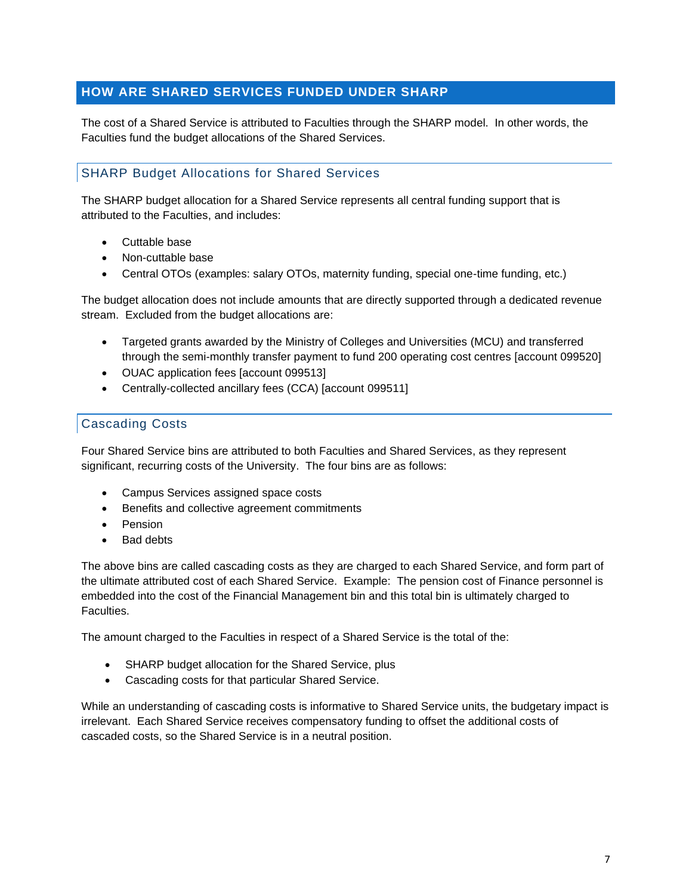## HOW ARE SHARED SERVICES FUNDED UNDER SHARP

The cost of a Shared Service is attributed to Faculties through the SHARP model. In other words, the Faculties fund the budget allocations of the Shared Services.

### SHARP Budget Allocations for Shared Services

The SHARP budget allocation for a Shared Service represents all central funding support that is attributed to the Faculties, and includes:

- Cuttable base
- Non-cuttable base
- Central OTOs (examples: salary OTOs, maternity funding, special one-time funding, etc.)

The budget allocation does not include amounts that are directly supported through a dedicated revenue stream. Excluded from the budget allocations are:

- Targeted grants awarded by the Ministry of Colleges and Universities (MCU) and transferred through the semi-monthly transfer payment to fund 200 operating cost centres [account 099520]
- OUAC application fees [account 099513]
- Centrally-collected ancillary fees (CCA) [account 099511]

### Cascading Costs

Four Shared Service bins are attributed to both Faculties and Shared Services, as they represent significant, recurring costs of the University. The four bins are as follows:

- Campus Services assigned space costs
- Benefits and collective agreement commitments
- Pension
- Bad debts

The above bins are called cascading costs as they are charged to each Shared Service, and form part of the ultimate attributed cost of each Shared Service. Example: The pension cost of Finance personnel is embedded into the cost of the Financial Management bin and this total bin is ultimately charged to Faculties.

The amount charged to the Faculties in respect of a Shared Service is the total of the:

- SHARP budget allocation for the Shared Service, plus
- Cascading costs for that particular Shared Service.

While an understanding of cascading costs is informative to Shared Service units, the budgetary impact is irrelevant. Each Shared Service receives compensatory funding to offset the additional costs of cascaded costs, so the Shared Service is in a neutral position.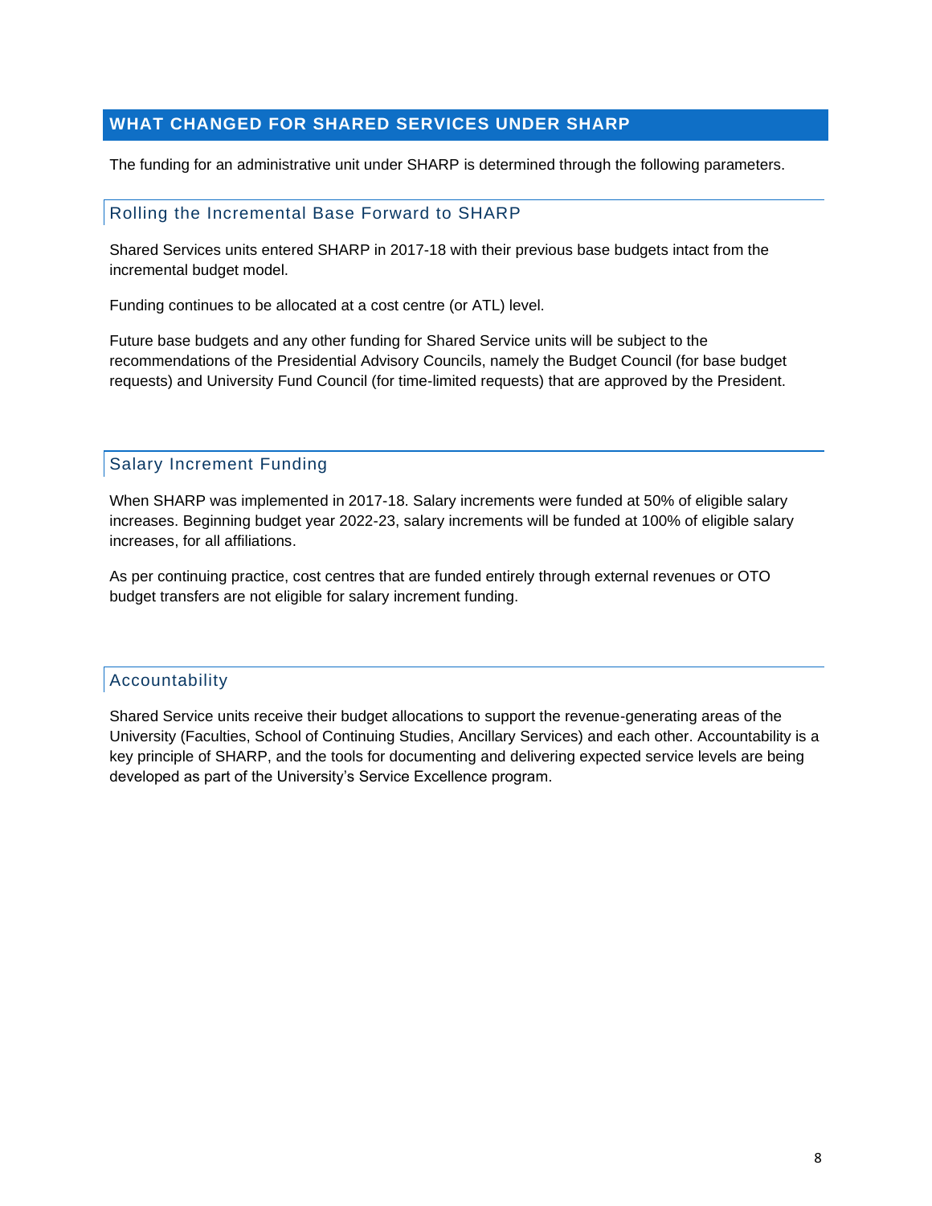## WHAT CHANGED FOR SHARED SERVICES UNDER SHARP

The funding for an administrative unit under SHARP is determined through the following parameters.

### Rolling the Incremental Base Forward to SHARP

Shared Services units entered SHARP in 2017-18 with their previous base budgets intact from the incremental budget model.

Funding continues to be allocated at a cost centre (or ATL) level.

Future base budgets and any other funding for Shared Service units will be subject to the recommendations of the Presidential Advisory Councils, namely the Budget Council (for base budget requests) and University Fund Council (for time-limited requests) that are approved by the President.

### Salary Increment Funding

When SHARP was implemented in 2017-18. Salary increments were funded at 50% of eligible salary increases. Beginning budget year 2022-23, salary increments will be funded at 100% of eligible salary increases, for all affiliations.

As per continuing practice, cost centres that are funded entirely through external revenues or OTO budget transfers are not eligible for salary increment funding.

### Accountability

Shared Service units receive their budget allocations to support the revenue-generating areas of the University (Faculties, School of Continuing Studies, Ancillary Services) and each other. Accountability is a key principle of SHARP, and the tools for documenting and delivering expected service levels are being developed as part of the University's Service Excellence program.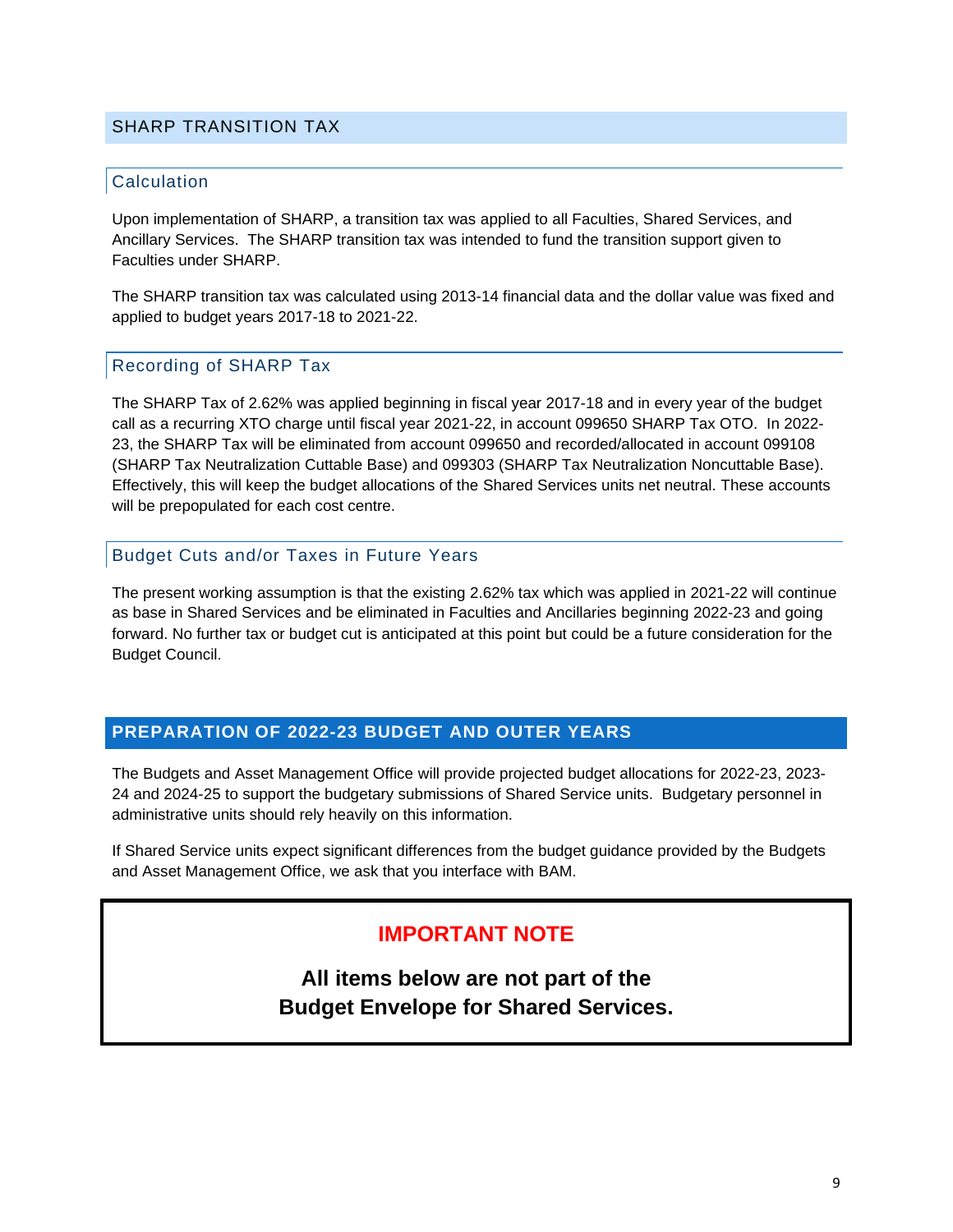## SHARP TRANSITION TAX

### Calculation

Upon implementation of SHARP, a transition tax was applied to all Faculties, Shared Services, and Ancillary Services. The SHARP transition tax was intended to fund the transition support given to Faculties under SHARP.

The SHARP transition tax was calculated using 2013-14 financial data and the dollar value was fixed and applied to budget years 2017-18 to 2021-22.

### Recording of SHARP Tax

The SHARP Tax of 2.62% was applied beginning in fiscal year 2017-18 and in every year of the budget call as a recurring XTO charge until fiscal year 2021-22, in account 099650 SHARP Tax OTO. In 2022-23, the SHARP Tax will be eliminated from account 099650 and recorded/allocated in account 099108 (SHARP Tax Neutralization Cuttable Base) and 099303 (SHARP Tax Neutralization Noncuttable Base). Effectively, this will keep the budget allocations of the Shared Services units net neutral. These accounts will be prepopulated for each cost centre.

### Budget Cuts and/or Taxes in Future Years

The present working assumption is that the existing 2.62% tax which was applied in 2021-22 will continue as base in Shared Services and be eliminated in Faculties and Ancillaries beginning 2022-23 and going forward. No further tax or budget cut is anticipated at this point but could be a future consideration for the Budget Council.

## PREPARATION OF 2022-23 BUDGET AND OUTER YEARS

The Budgets and Asset Management Office will provide projected budget allocations for 2022-23, 2023-24 and 2024-25 to support the budgetary submissions of Shared Service units. Budgetary personnel in administrative units should rely heavily on this information.

If Shared Service units expect significant differences from the budget guidance provided by the Budgets and Asset Management Office, we ask that you interface with BAM.

**IMPORTANT NOTE**

**All items below are not part of the Budget Envelope for Shared Services.**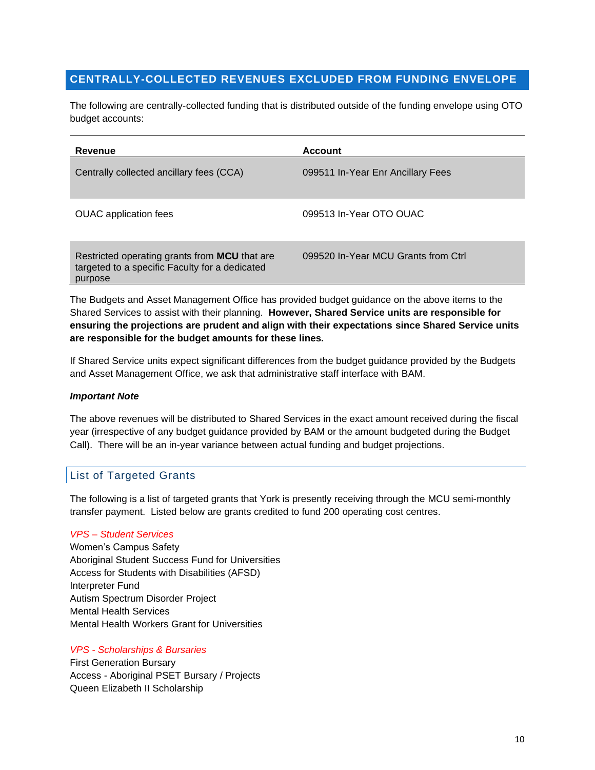## CENTRALLY-COLLECTED REVENUES EXCLUDED FROM FUNDING ENVELOPE

The following are centrally-collected funding that is distributed outside of the funding envelope using OTO budget accounts:

| Revenue | Account |
|---|---|
| Centrally collected ancillary fees (CCA) | 099511 In-Year Enr Ancillary Fees |
| OUAC application fees | 099513 In-Year OTO OUAC |
| Restricted operating grants from **MCU** that are targeted to a specific Faculty for a dedicated purpose | 099520 In-Year MCU Grants from Ctrl |

The Budgets and Asset Management Office has provided budget guidance on the above items to the Shared Services to assist with their planning. **However, Shared Service units are responsible for ensuring the projections are prudent and align with their expectations since Shared Service units are responsible for the budget amounts for these lines.**

If Shared Service units expect significant differences from the budget guidance provided by the Budgets and Asset Management Office, we ask that administrative staff interface with BAM.

***Important Note***

The above revenues will be distributed to Shared Services in the exact amount received during the fiscal year (irrespective of any budget guidance provided by BAM or the amount budgeted during the Budget Call). There will be an in-year variance between actual funding and budget projections.

### List of Targeted Grants

The following is a list of targeted grants that York is presently receiving through the MCU semi-monthly transfer payment. Listed below are grants credited to fund 200 operating cost centres.

*VPS – Student Services*
Women's Campus Safety
Aboriginal Student Success Fund for Universities
Access for Students with Disabilities (AFSD)
Interpreter Fund
Autism Spectrum Disorder Project
Mental Health Services
Mental Health Workers Grant for Universities

*VPS - Scholarships & Bursaries*
First Generation Bursary
Access - Aboriginal PSET Bursary / Projects
Queen Elizabeth II Scholarship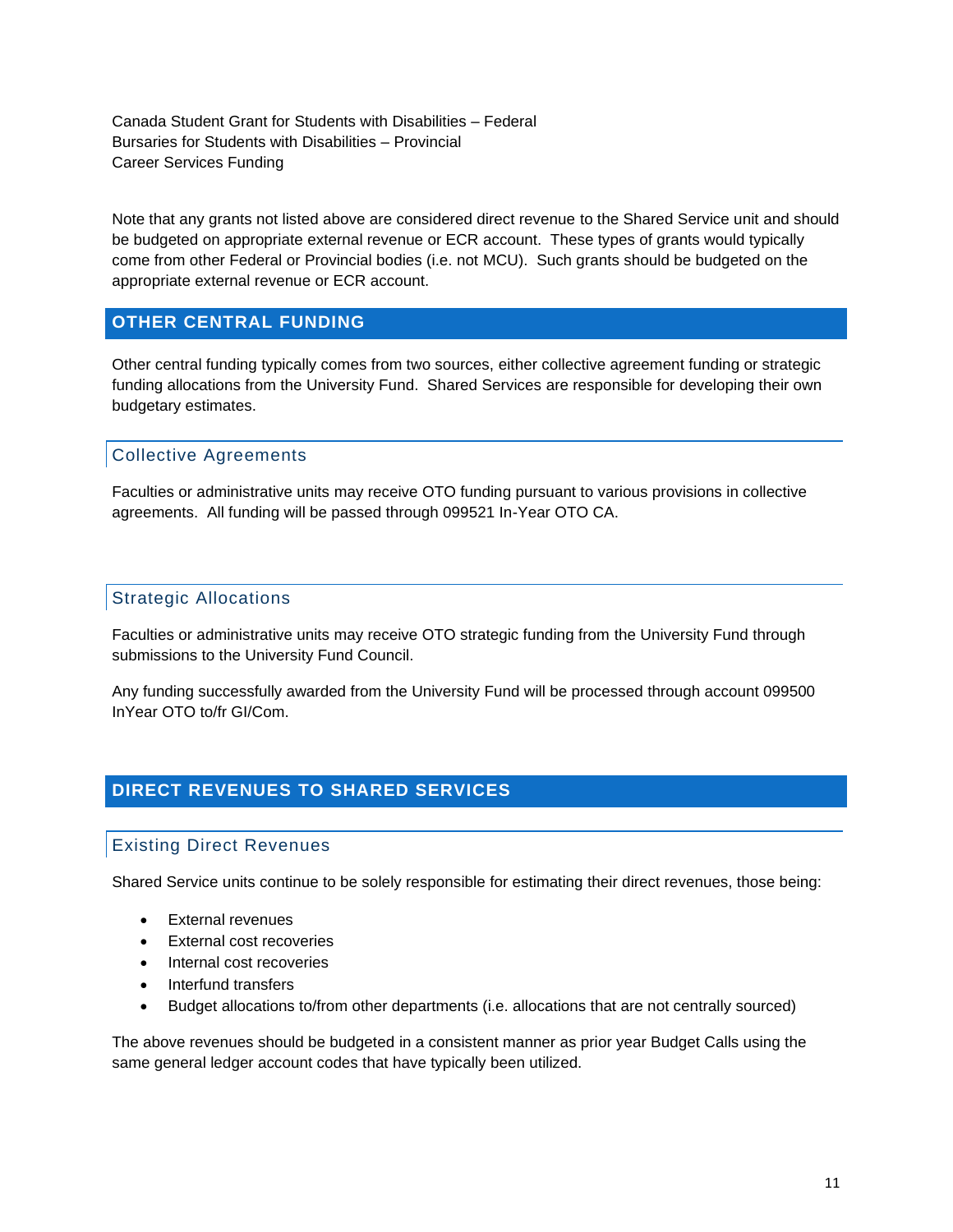Canada Student Grant for Students with Disabilities – Federal
Bursaries for Students with Disabilities – Provincial
Career Services Funding

Note that any grants not listed above are considered direct revenue to the Shared Service unit and should be budgeted on appropriate external revenue or ECR account. These types of grants would typically come from other Federal or Provincial bodies (i.e. not MCU). Such grants should be budgeted on the appropriate external revenue or ECR account.

## OTHER CENTRAL FUNDING

Other central funding typically comes from two sources, either collective agreement funding or strategic funding allocations from the University Fund. Shared Services are responsible for developing their own budgetary estimates.

### Collective Agreements

Faculties or administrative units may receive OTO funding pursuant to various provisions in collective agreements. All funding will be passed through 099521 In-Year OTO CA.

### Strategic Allocations

Faculties or administrative units may receive OTO strategic funding from the University Fund through submissions to the University Fund Council.

Any funding successfully awarded from the University Fund will be processed through account 099500 InYear OTO to/fr GI/Com.

## DIRECT REVENUES TO SHARED SERVICES

### Existing Direct Revenues

Shared Service units continue to be solely responsible for estimating their direct revenues, those being:

- External revenues
- External cost recoveries
- Internal cost recoveries
- Interfund transfers
- Budget allocations to/from other departments (i.e. allocations that are not centrally sourced)

The above revenues should be budgeted in a consistent manner as prior year Budget Calls using the same general ledger account codes that have typically been utilized.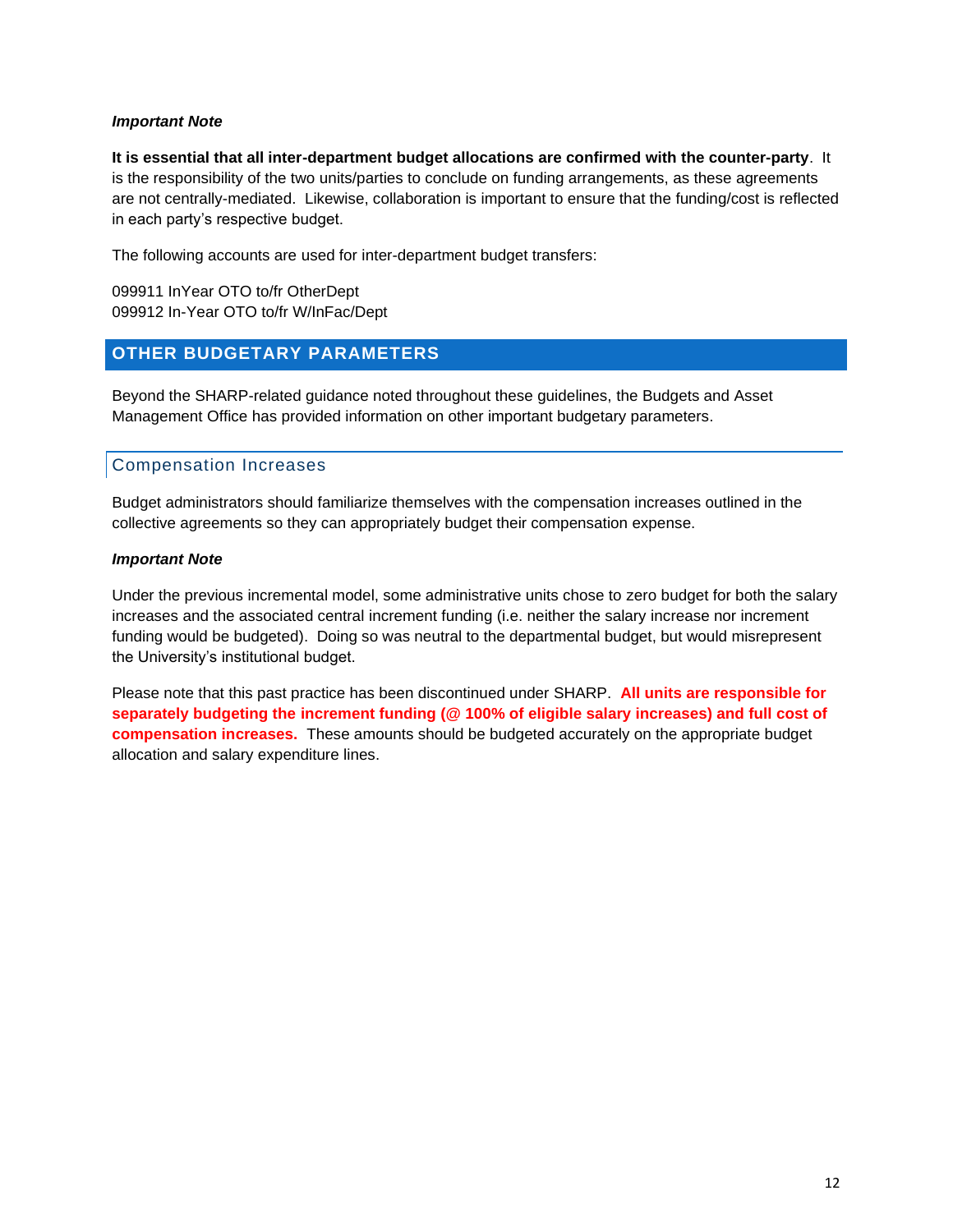***Important Note***

**It is essential that all inter-department budget allocations are confirmed with the counter-party**. It is the responsibility of the two units/parties to conclude on funding arrangements, as these agreements are not centrally-mediated. Likewise, collaboration is important to ensure that the funding/cost is reflected in each party's respective budget.

The following accounts are used for inter-department budget transfers:

099911 InYear OTO to/fr OtherDept
099912 In-Year OTO to/fr W/InFac/Dept

## OTHER BUDGETARY PARAMETERS

Beyond the SHARP-related guidance noted throughout these guidelines, the Budgets and Asset Management Office has provided information on other important budgetary parameters.

### Compensation Increases

Budget administrators should familiarize themselves with the compensation increases outlined in the collective agreements so they can appropriately budget their compensation expense.

***Important Note***

Under the previous incremental model, some administrative units chose to zero budget for both the salary increases and the associated central increment funding (i.e. neither the salary increase nor increment funding would be budgeted). Doing so was neutral to the departmental budget, but would misrepresent the University's institutional budget.

Please note that this past practice has been discontinued under SHARP. **All units are responsible for separately budgeting the increment funding (@ 100% of eligible salary increases) and full cost of compensation increases.** These amounts should be budgeted accurately on the appropriate budget allocation and salary expenditure lines.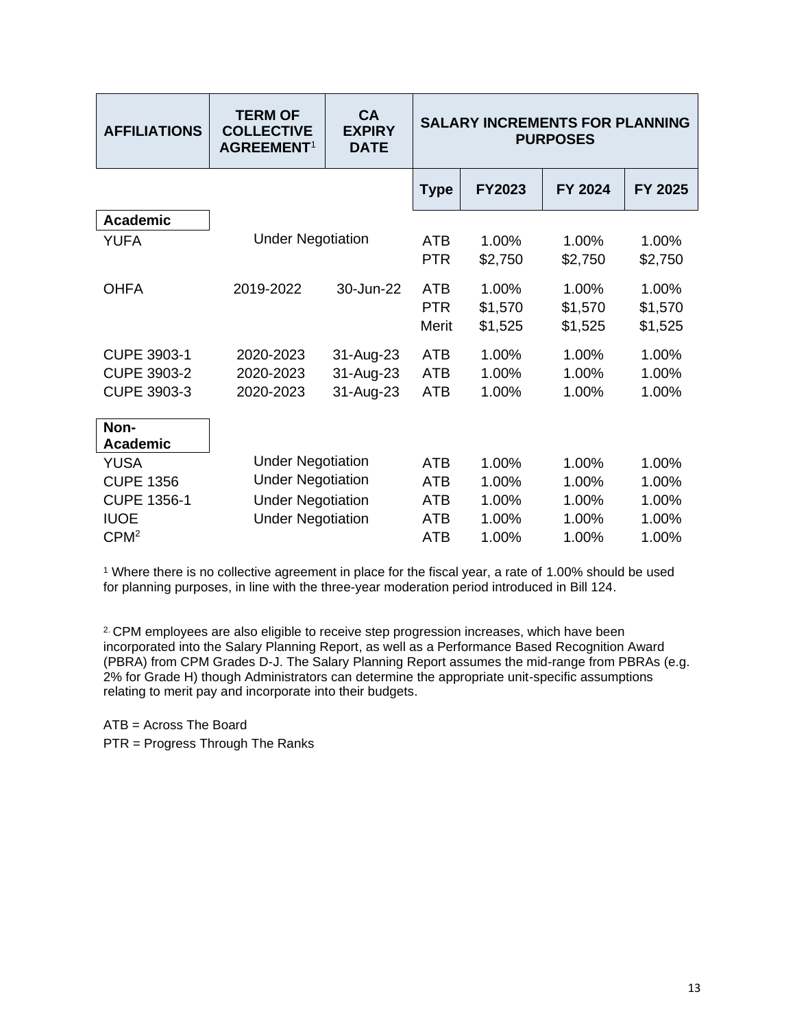| AFFILIATIONS | TERM OF COLLECTIVE AGREEMENT[1] | CA EXPIRY DATE | SALARY INCREMENTS FOR PLANNING PURPOSES | | | |
|---|---|---|---|---|---|---|
| | | | **Type** | **FY2023** | **FY 2024** | **FY 2025** |
| **Academic** | | | | | | |
| YUFA | Under Negotiation | | ATB | 1.00% | 1.00% | 1.00% |
| | | | PTR | $2,750 | $2,750 | $2,750 |
| OHFA | 2019-2022 | 30-Jun-22 | ATB | 1.00% | 1.00% | 1.00% |
| | | | PTR | $1,570 | $1,570 | $1,570 |
| | | | Merit | $1,525 | $1,525 | $1,525 |
| CUPE 3903-1 | 2020-2023 | 31-Aug-23 | ATB | 1.00% | 1.00% | 1.00% |
| CUPE 3903-2 | 2020-2023 | 31-Aug-23 | ATB | 1.00% | 1.00% | 1.00% |
| CUPE 3903-3 | 2020-2023 | 31-Aug-23 | ATB | 1.00% | 1.00% | 1.00% |
| **Non-Academic** | | | | | | |
| YUSA | Under Negotiation | | ATB | 1.00% | 1.00% | 1.00% |
| CUPE 1356 | Under Negotiation | | ATB | 1.00% | 1.00% | 1.00% |
| CUPE 1356-1 | Under Negotiation | | ATB | 1.00% | 1.00% | 1.00% |
| IUOE | Under Negotiation | | ATB | 1.00% | 1.00% | 1.00% |
| CPM[2] | | | ATB | 1.00% | 1.00% | 1.00% |

[1] Where there is no collective agreement in place for the fiscal year, a rate of 1.00% should be used for planning purposes, in line with the three-year moderation period introduced in Bill 124.

[2] CPM employees are also eligible to receive step progression increases, which have been incorporated into the Salary Planning Report, as well as a Performance Based Recognition Award (PBRA) from CPM Grades D-J. The Salary Planning Report assumes the mid-range from PBRAs (e.g. 2% for Grade H) though Administrators can determine the appropriate unit-specific assumptions relating to merit pay and incorporate into their budgets.

ATB = Across The Board

PTR = Progress Through The Ranks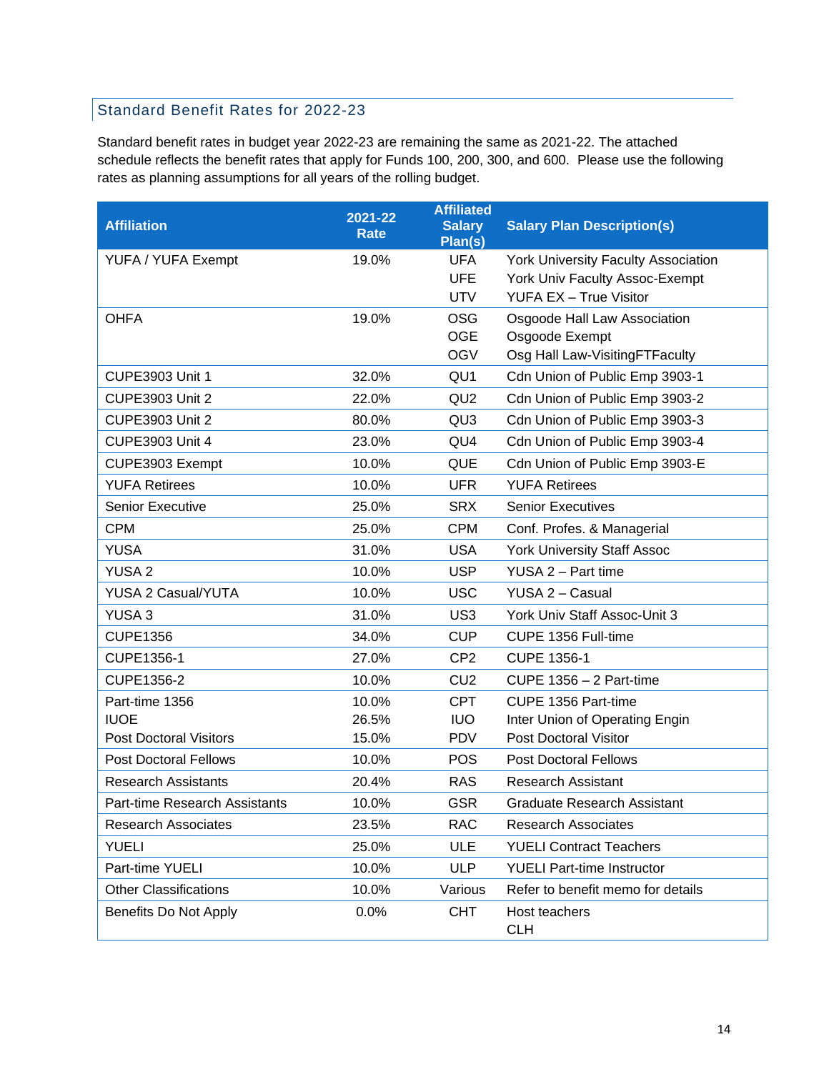## Standard Benefit Rates for 2022-23

Standard benefit rates in budget year 2022-23 are remaining the same as 2021-22. The attached schedule reflects the benefit rates that apply for Funds 100, 200, 300, and 600. Please use the following rates as planning assumptions for all years of the rolling budget.

| Affiliation | 2021-22 Rate | Affiliated Salary Plan(s) | Salary Plan Description(s) |
|---|---|---|---|
| YUFA / YUFA Exempt | 19.0% | UFA<br>UFE<br>UTV | York University Faculty Association<br>York Univ Faculty Assoc-Exempt<br>YUFA EX – True Visitor |
| OHFA | 19.0% | OSG<br>OGE<br>OGV | Osgoode Hall Law Association<br>Osgoode Exempt<br>Osg Hall Law-VisitingFTFaculty |
| CUPE3903 Unit 1 | 32.0% | QU1 | Cdn Union of Public Emp 3903-1 |
| CUPE3903 Unit 2 | 22.0% | QU2 | Cdn Union of Public Emp 3903-2 |
| CUPE3903 Unit 2 | 80.0% | QU3 | Cdn Union of Public Emp 3903-3 |
| CUPE3903 Unit 4 | 23.0% | QU4 | Cdn Union of Public Emp 3903-4 |
| CUPE3903 Exempt | 10.0% | QUE | Cdn Union of Public Emp 3903-E |
| YUFA Retirees | 10.0% | UFR | YUFA Retirees |
| Senior Executive | 25.0% | SRX | Senior Executives |
| CPM | 25.0% | CPM | Conf. Profes. & Managerial |
| YUSA | 31.0% | USA | York University Staff Assoc |
| YUSA 2 | 10.0% | USP | YUSA 2 – Part time |
| YUSA 2 Casual/YUTA | 10.0% | USC | YUSA 2 – Casual |
| YUSA 3 | 31.0% | US3 | York Univ Staff Assoc-Unit 3 |
| CUPE1356 | 34.0% | CUP | CUPE 1356 Full-time |
| CUPE1356-1 | 27.0% | CP2 | CUPE 1356-1 |
| CUPE1356-2 | 10.0% | CU2 | CUPE 1356 – 2 Part-time |
| Part-time 1356<br>IUOE<br>Post Doctoral Visitors | 10.0%<br>26.5%<br>15.0% | CPT<br>IUO<br>PDV | CUPE 1356 Part-time<br>Inter Union of Operating Engin<br>Post Doctoral Visitor |
| Post Doctoral Fellows | 10.0% | POS | Post Doctoral Fellows |
| Research Assistants | 20.4% | RAS | Research Assistant |
| Part-time Research Assistants | 10.0% | GSR | Graduate Research Assistant |
| Research Associates | 23.5% | RAC | Research Associates |
| YUELI | 25.0% | ULE | YUELI Contract Teachers |
| Part-time YUELI | 10.0% | ULP | YUELI Part-time Instructor |
| Other Classifications | 10.0% | Various | Refer to benefit memo for details |
| Benefits Do Not Apply | 0.0% | CHT | Host teachers<br>CLH |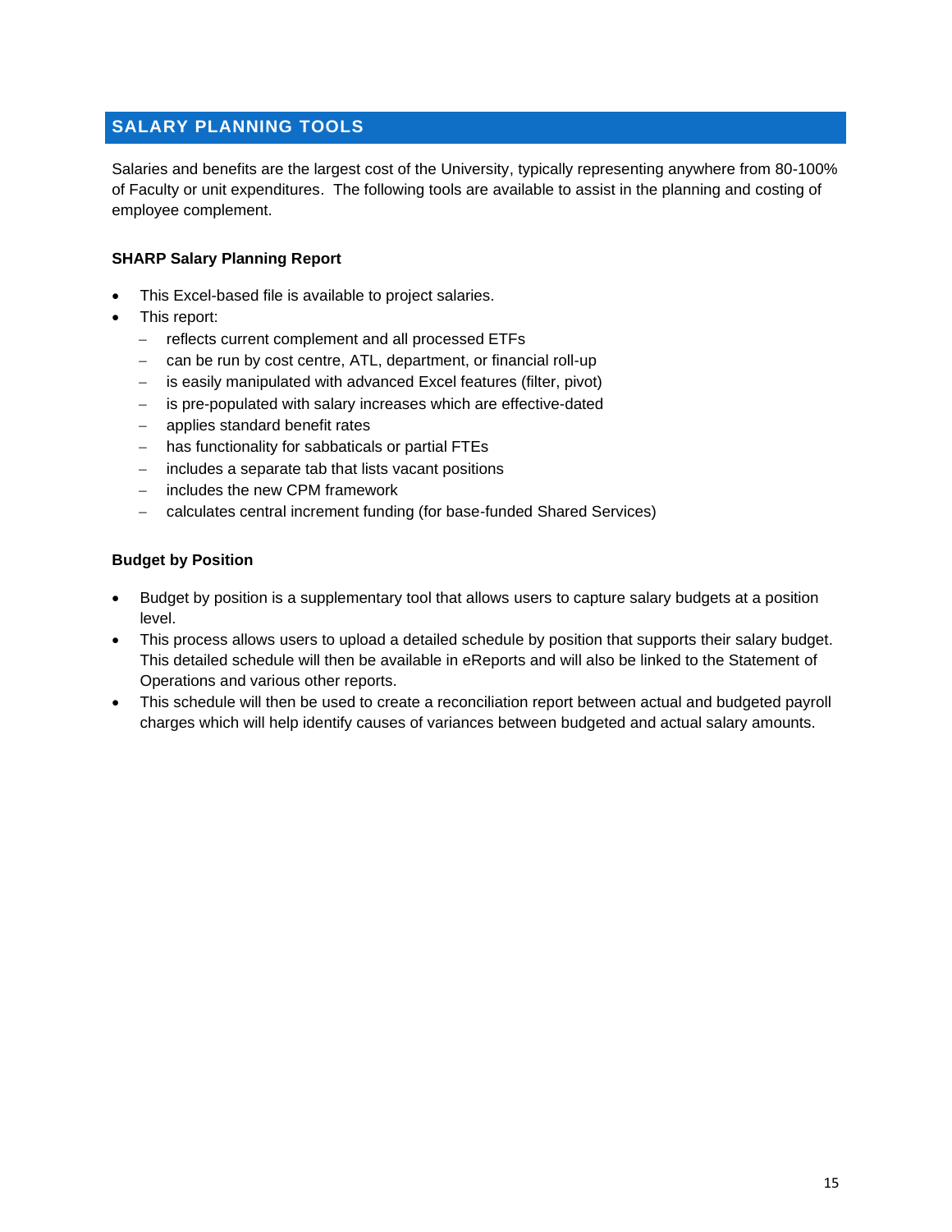## SALARY PLANNING TOOLS

Salaries and benefits are the largest cost of the University, typically representing anywhere from 80-100% of Faculty or unit expenditures. The following tools are available to assist in the planning and costing of employee complement.

### SHARP Salary Planning Report

- This Excel-based file is available to project salaries.
- This report:
  - reflects current complement and all processed ETFs
  - can be run by cost centre, ATL, department, or financial roll-up
  - is easily manipulated with advanced Excel features (filter, pivot)
  - is pre-populated with salary increases which are effective-dated
  - applies standard benefit rates
  - has functionality for sabbaticals or partial FTEs
  - includes a separate tab that lists vacant positions
  - includes the new CPM framework
  - calculates central increment funding (for base-funded Shared Services)

### Budget by Position

- Budget by position is a supplementary tool that allows users to capture salary budgets at a position level.
- This process allows users to upload a detailed schedule by position that supports their salary budget. This detailed schedule will then be available in eReports and will also be linked to the Statement of Operations and various other reports.
- This schedule will then be used to create a reconciliation report between actual and budgeted payroll charges which will help identify causes of variances between budgeted and actual salary amounts.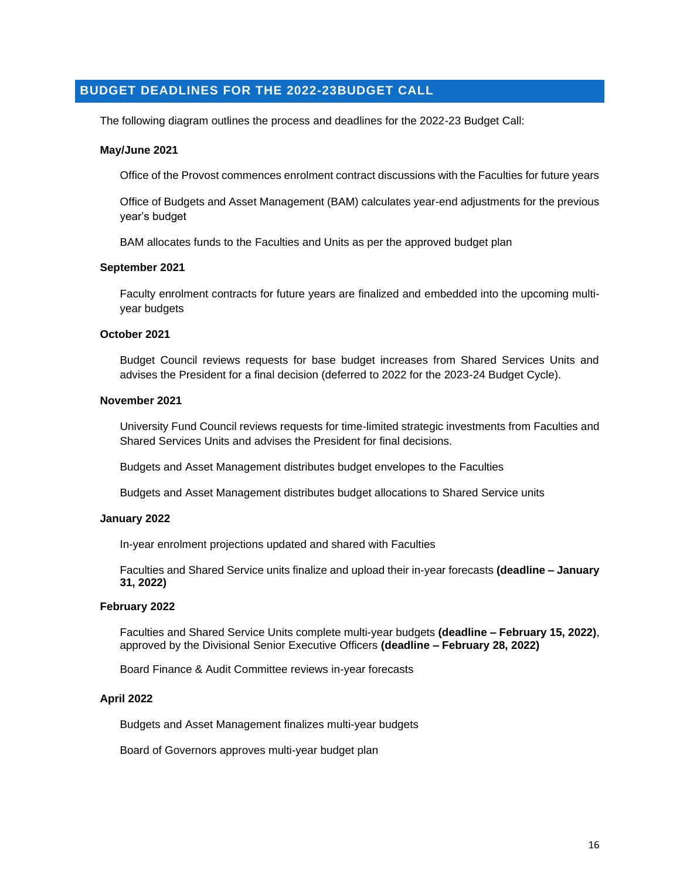## BUDGET DEADLINES FOR THE 2022-23BUDGET CALL

The following diagram outlines the process and deadlines for the 2022-23 Budget Call:

**May/June 2021**

Office of the Provost commences enrolment contract discussions with the Faculties for future years

Office of Budgets and Asset Management (BAM) calculates year-end adjustments for the previous year's budget

BAM allocates funds to the Faculties and Units as per the approved budget plan

**September 2021**

Faculty enrolment contracts for future years are finalized and embedded into the upcoming multi-year budgets

**October 2021**

Budget Council reviews requests for base budget increases from Shared Services Units and advises the President for a final decision (deferred to 2022 for the 2023-24 Budget Cycle).

**November 2021**

University Fund Council reviews requests for time-limited strategic investments from Faculties and Shared Services Units and advises the President for final decisions.

Budgets and Asset Management distributes budget envelopes to the Faculties

Budgets and Asset Management distributes budget allocations to Shared Service units

**January 2022**

In-year enrolment projections updated and shared with Faculties

Faculties and Shared Service units finalize and upload their in-year forecasts **(deadline – January 31, 2022)**

**February 2022**

Faculties and Shared Service Units complete multi-year budgets **(deadline – February 15, 2022)**, approved by the Divisional Senior Executive Officers **(deadline – February 28, 2022)**

Board Finance & Audit Committee reviews in-year forecasts

**April 2022**

Budgets and Asset Management finalizes multi-year budgets

Board of Governors approves multi-year budget plan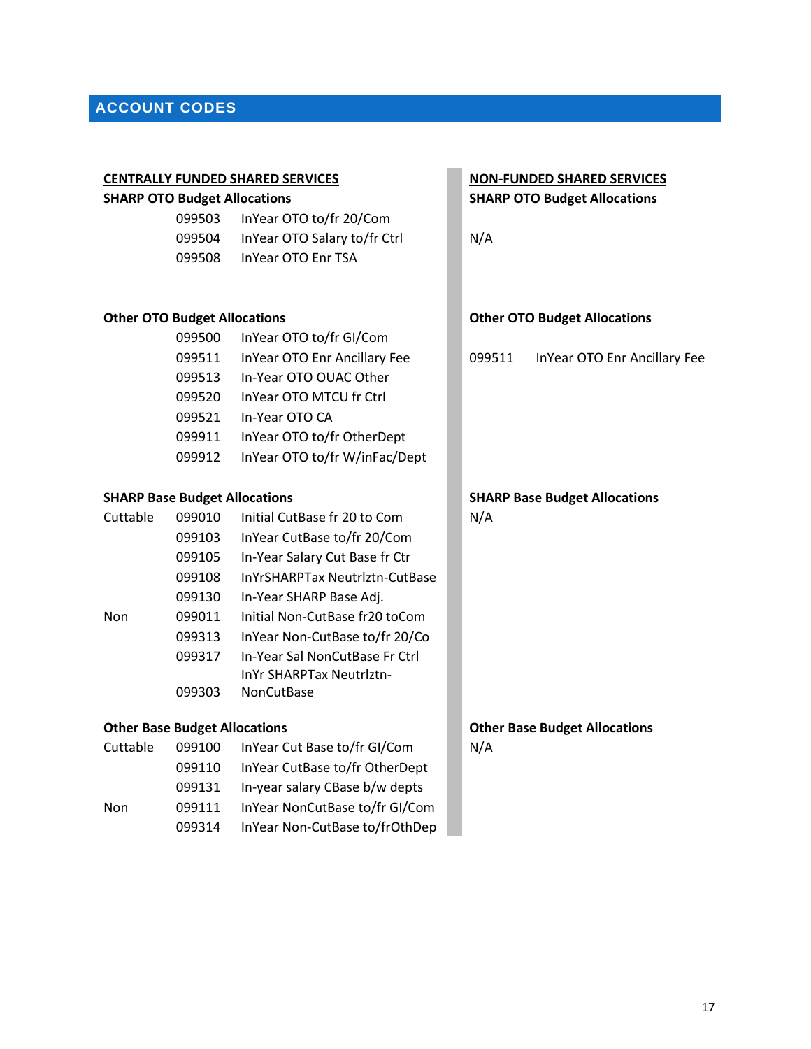## ACCOUNT CODES

### CENTRALLY FUNDED SHARED SERVICES

**SHARP OTO Budget Allocations**

| | Code | Description |
|---|---|---|
| | 099503 | InYear OTO to/fr 20/Com |
| | 099504 | InYear OTO Salary to/fr Ctrl |
| | 099508 | InYear OTO Enr TSA |

**Other OTO Budget Allocations**

| | Code | Description |
|---|---|---|
| | 099500 | InYear OTO to/fr GI/Com |
| | 099511 | InYear OTO Enr Ancillary Fee |
| | 099513 | In-Year OTO OUAC Other |
| | 099520 | InYear OTO MTCU fr Ctrl |
| | 099521 | In-Year OTO CA |
| | 099911 | InYear OTO to/fr OtherDept |
| | 099912 | InYear OTO to/fr W/inFac/Dept |

**SHARP Base Budget Allocations**

| | Code | Description |
|---|---|---|
| Cuttable | 099010 | Initial CutBase fr 20 to Com |
| | 099103 | InYear CutBase to/fr 20/Com |
| | 099105 | In-Year Salary Cut Base fr Ctr |
| | 099108 | InYrSHARPTax Neutrlztn-CutBase |
| | 099130 | In-Year SHARP Base Adj. |
| Non | 099011 | Initial Non-CutBase fr20 toCom |
| | 099313 | InYear Non-CutBase to/fr 20/Co |
| | 099317 | In-Year Sal NonCutBase Fr Ctrl |
| | 099303 | InYr SHARPTax Neutrlztn-NonCutBase |

**Other Base Budget Allocations**

| | Code | Description |
|---|---|---|
| Cuttable | 099100 | InYear Cut Base to/fr GI/Com |
| | 099110 | InYear CutBase to/fr OtherDept |
| | 099131 | In-year salary CBase b/w depts |
| Non | 099111 | InYear NonCutBase to/fr GI/Com |
| | 099314 | InYear Non-CutBase to/frOthDep |

### NON-FUNDED SHARED SERVICES

**SHARP OTO Budget Allocations**

N/A

**Other OTO Budget Allocations**

| Code | Description |
|---|---|
| 099511 | InYear OTO Enr Ancillary Fee |

**SHARP Base Budget Allocations**

N/A

**Other Base Budget Allocations**

N/A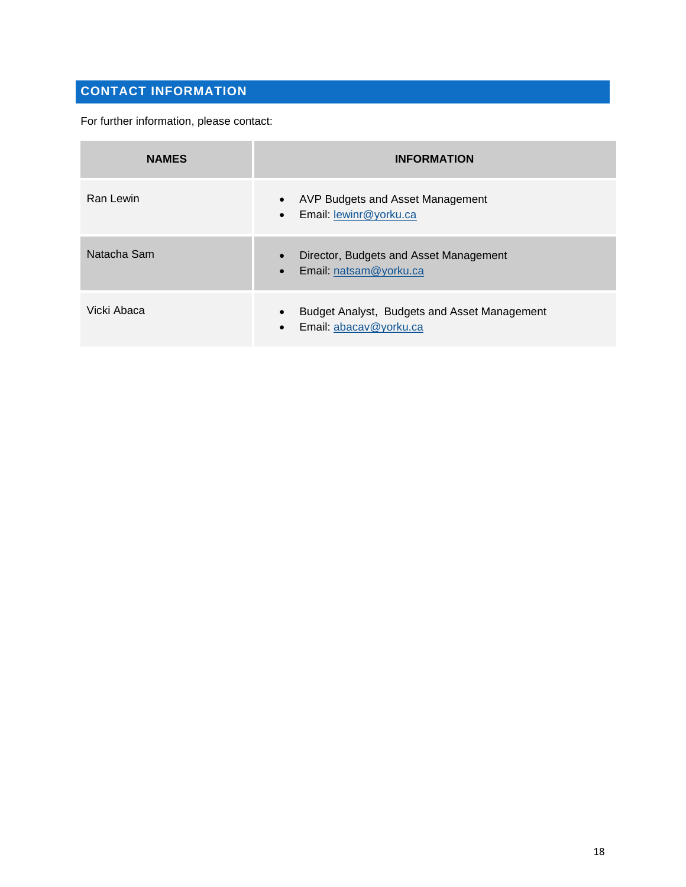## CONTACT INFORMATION

For further information, please contact:

| NAMES | INFORMATION |
|---|---|
| Ran Lewin | • AVP Budgets and Asset Management<br>• Email: lewinr@yorku.ca |
| Natacha Sam | • Director, Budgets and Asset Management<br>• Email: natsam@yorku.ca |
| Vicki Abaca | • Budget Analyst, Budgets and Asset Management<br>• Email: abacav@yorku.ca |